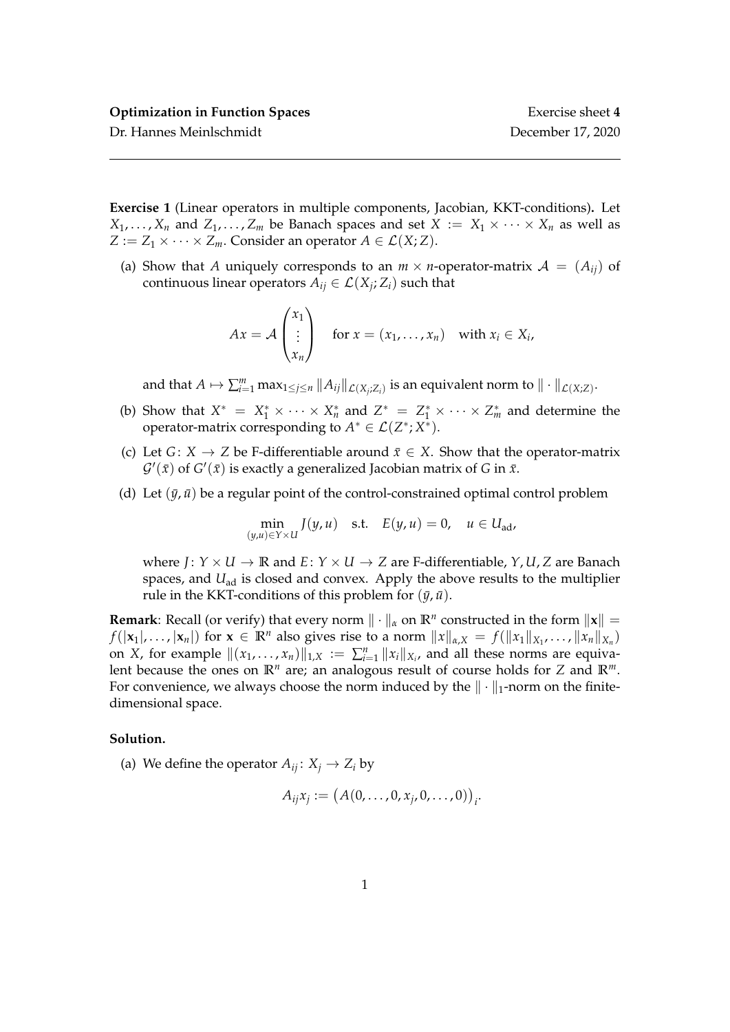**Optimization in Function Spaces** Exercise sheet **4**

Dr. Hannes Meinlschmidt December 17, 2020

---

**Exercise 1** (Linear operators in multiple components, Jacobian, KKT-conditions)**.** Let $X_1, \dots, X_n$ and $Z_1, \dots, Z_m$ be Banach spaces and set $X := X_1 \times \cdots \times X_n$ as well as $Z := Z_1 \times \cdots \times Z_m$. Consider an operator $A \in \mathcal{L}(X; Z)$.

(a) Show that $A$ uniquely corresponds to an $m \times n$-operator-matrix $\mathcal{A} = (A_{ij})$ of continuous linear operators $A_{ij} \in \mathcal{L}(X_j; Z_i)$ such that

$$Ax = \mathcal{A} \begin{pmatrix} x_1 \\ \vdots \\ x_n \end{pmatrix} \quad \text{for } x = (x_1, \dots, x_n) \quad \text{with } x_i \in X_i,$$

and that $A \mapsto \sum_{i=1}^m \max_{1 \le j \le n} \|A_{ij}\|_{\mathcal{L}(X_j; Z_i)}$ is an equivalent norm to $\|\cdot\|_{\mathcal{L}(X;Z)}$.

(b) Show that $X^* = X_1^* \times \cdots \times X_n^*$ and $Z^* = Z_1^* \times \cdots \times Z_m^*$ and determine the operator-matrix corresponding to $A^* \in \mathcal{L}(Z^*; X^*)$.

(c) Let $G \colon X \to Z$ be F-differentiable around $\bar{x} \in X$. Show that the operator-matrix $\mathcal{G}'(\bar{x})$ of $G'(\bar{x})$ is exactly a generalized Jacobian matrix of $G$ in $\bar{x}$.

(d) Let $(\bar{y}, \bar{u})$ be a regular point of the control-constrained optimal control problem

$$\min_{(y,u) \in Y \times U} J(y, u) \quad \text{s.t.} \quad E(y, u) = 0, \quad u \in U_{\text{ad}},$$

where $J \colon Y \times U \to \mathbb{R}$ and $E \colon Y \times U \to Z$ are F-differentiable, $Y, U, Z$ are Banach spaces, and $U_{\text{ad}}$ is closed and convex. Apply the above results to the multiplier rule in the KKT-conditions of this problem for $(\bar{y}, \bar{u})$.

**Remark**: Recall (or verify) that every norm $\|\cdot\|_\alpha$ on $\mathbb{R}^n$ constructed in the form $\|\mathbf{x}\| = f(|\mathbf{x}_1|, \dots, |\mathbf{x}_n|)$ for $\mathbf{x} \in \mathbb{R}^n$ also gives rise to a norm $\|x\|_{\alpha,X} = f(\|x_1\|_{X_1}, \dots, \|x_n\|_{X_n})$ on $X$, for example $\|(x_1, \dots, x_n)\|_{1,X} := \sum_{i=1}^n \|x_i\|_{X_i}$, and all these norms are equivalent because the ones on $\mathbb{R}^n$ are; an analogous result of course holds for $Z$ and $\mathbb{R}^m$. For convenience, we always choose the norm induced by the $\|\cdot\|_1$-norm on the finite-dimensional space.

**Solution.**

(a) We define the operator $A_{ij} \colon X_j \to Z_i$ by

$$A_{ij} x_j := \big(A(0, \dots, 0, x_j, 0, \dots, 0)\big)_i.$$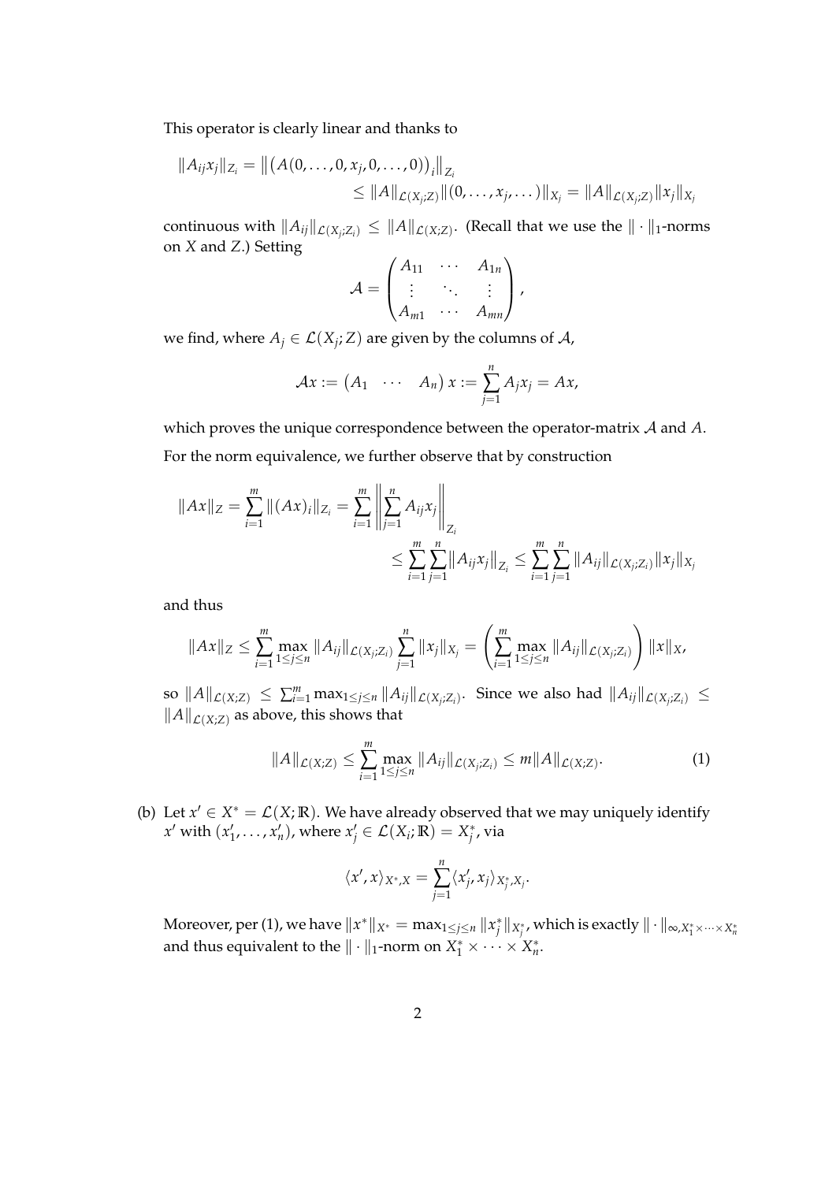This operator is clearly linear and thanks to

$$
\begin{aligned}
\|A_{ij}x_j\|_{Z_i} &= \left\| \big(A(0,\dots,0,x_j,0,\dots,0)\big)_i \right\|_{Z_i} \\
&\le \|A\|_{\mathcal{L}(X_j;Z)} \|(0,\dots,x_j,\dots)\|_{X_j} = \|A\|_{\mathcal{L}(X_j;Z)} \|x_j\|_{X_j}
\end{aligned}
$$

continuous with $\|A_{ij}\|_{\mathcal{L}(X_j;Z_i)} \le \|A\|_{\mathcal{L}(X;Z)}$. (Recall that we use the $\|\cdot\|_1$-norms on $X$ and $Z$.) Setting

$$
\mathcal{A} = \begin{pmatrix} A_{11} & \cdots & A_{1n} \\ \vdots & \ddots & \vdots \\ A_{m1} & \cdots & A_{mn} \end{pmatrix},
$$

we find, where $A_j \in \mathcal{L}(X_j;Z)$ are given by the columns of $\mathcal{A}$,

$$
\mathcal{A}x := \begin{pmatrix} A_1 & \cdots & A_n \end{pmatrix} x := \sum_{j=1}^{n} A_j x_j = Ax,
$$

which proves the unique correspondence between the operator-matrix $\mathcal{A}$ and $A$.

For the norm equivalence, we further observe that by construction

$$
\begin{aligned}
\|Ax\|_Z = \sum_{i=1}^{m} \|(Ax)_i\|_{Z_i} &= \sum_{i=1}^{m} \left\| \sum_{j=1}^{n} A_{ij} x_j \right\|_{Z_i} \\
&\le \sum_{i=1}^{m} \sum_{j=1}^{n} \left\| A_{ij} x_j \right\|_{Z_i} \le \sum_{i=1}^{m} \sum_{j=1}^{n} \|A_{ij}\|_{\mathcal{L}(X_j;Z_i)} \|x_j\|_{X_j}
\end{aligned}
$$

and thus

$$
\|Ax\|_Z \le \sum_{i=1}^{m} \max_{1\le j\le n} \|A_{ij}\|_{\mathcal{L}(X_j;Z_i)} \sum_{j=1}^{n} \|x_j\|_{X_j} = \left( \sum_{i=1}^{m} \max_{1\le j\le n} \|A_{ij}\|_{\mathcal{L}(X_j;Z_i)} \right) \|x\|_X,
$$

so $\|A\|_{\mathcal{L}(X;Z)} \le \sum_{i=1}^{m} \max_{1\le j\le n} \|A_{ij}\|_{\mathcal{L}(X_j;Z_i)}$. Since we also had $\|A_{ij}\|_{\mathcal{L}(X_j;Z_i)} \le \|A\|_{\mathcal{L}(X;Z)}$ as above, this shows that

$$
\|A\|_{\mathcal{L}(X;Z)} \le \sum_{i=1}^{m} \max_{1\le j\le n} \|A_{ij}\|_{\mathcal{L}(X_j;Z_i)} \le m \|A\|_{\mathcal{L}(X;Z)}. \tag{1}
$$

(b) Let $x' \in X^* = \mathcal{L}(X;\mathbb{R})$. We have already observed that we may uniquely identify $x'$ with $(x'_1, \dots, x'_n)$, where $x'_j \in \mathcal{L}(X_i;\mathbb{R}) = X_j^*$, via

$$
\langle x', x \rangle_{X^*,X} = \sum_{j=1}^{n} \langle x'_j, x_j \rangle_{X_j^*,X_j}.
$$

Moreover, per (1), we have $\|x^*\|_{X^*} = \max_{1\le j\le n} \|x_j^*\|_{X_j^*}$, which is exactly $\|\cdot\|_{\infty, X_1^* \times \cdots \times X_n^*}$ and thus equivalent to the $\|\cdot\|_1$-norm on $X_1^* \times \cdots \times X_n^*$.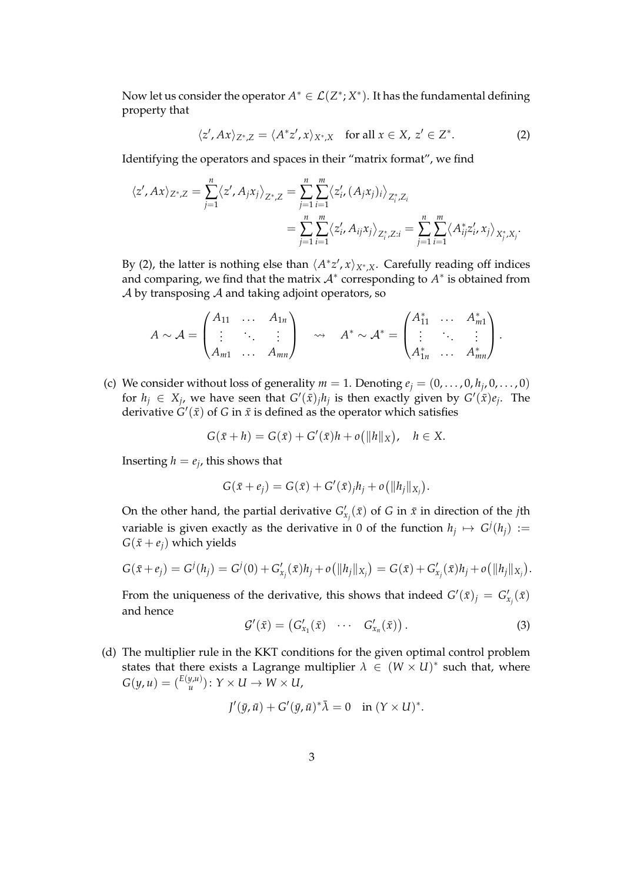Now let us consider the operator $A^* \in \mathcal{L}(Z^*; X^*)$. It has the fundamental defining property that

$$\langle z', Ax \rangle_{Z^*,Z} = \langle A^* z', x \rangle_{X^*,X} \quad \text{for all } x \in X,\ z' \in Z^*. \tag{2}$$

Identifying the operators and spaces in their "matrix format", we find

$$\begin{aligned}
\langle z', Ax \rangle_{Z^*,Z} = \sum_{j=1}^{n} \langle z', A_j x_j \rangle_{Z^*,Z} &= \sum_{j=1}^{n} \sum_{i=1}^{m} \langle z'_i, (A_j x_j)_i \rangle_{Z_i^*, Z_i} \\
&= \sum_{j=1}^{n} \sum_{i=1}^{m} \langle z'_i, A_{ij} x_j \rangle_{Z_i^*, Z:i} = \sum_{j=1}^{n} \sum_{i=1}^{m} \langle A_{ij}^* z'_i, x_j \rangle_{X_j^*, X_j}.
\end{aligned}$$

By (2), the latter is nothing else than $\langle A^* z', x \rangle_{X^*,X}$. Carefully reading off indices and comparing, we find that the matrix $\mathcal{A}^*$ corresponding to $A^*$ is obtained from $\mathcal{A}$ by transposing $\mathcal{A}$ and taking adjoint operators, so

$$A \sim \mathcal{A} = \begin{pmatrix} A_{11} & \dots & A_{1n} \\ \vdots & \ddots & \vdots \\ A_{m1} & \dots & A_{mn} \end{pmatrix} \quad \rightsquigarrow \quad A^* \sim \mathcal{A}^* = \begin{pmatrix} A_{11}^* & \dots & A_{m1}^* \\ \vdots & \ddots & \vdots \\ A_{1n}^* & \dots & A_{mn}^* \end{pmatrix}.$$

(c) We consider without loss of generality $m = 1$. Denoting $e_j = (0, \dots, 0, h_j, 0, \dots, 0)$ for $h_j \in X_j$, we have seen that $G'(\bar{x})_j h_j$ is then exactly given by $G'(\bar{x}) e_j$. The derivative $G'(\bar{x})$ of $G$ in $\bar{x}$ is defined as the operator which satisfies

$$G(\bar{x} + h) = G(\bar{x}) + G'(\bar{x})h + o\big(\|h\|_X\big), \quad h \in X.$$

Inserting $h = e_j$, this shows that

$$G(\bar{x} + e_j) = G(\bar{x}) + G'(\bar{x})_j h_j + o\big(\|h_j\|_{X_j}\big).$$

On the other hand, the partial derivative $G'_{x_j}(\bar{x})$ of $G$ in $\bar{x}$ in direction of the $j$th variable is given exactly as the derivative in 0 of the function $h_j \mapsto G^j(h_j) := G(\bar{x} + e_j)$ which yields

$$G(\bar{x} + e_j) = G^j(h_j) = G^j(0) + G'_{x_j}(\bar{x}) h_j + o\big(\|h_j\|_{X_j}\big) = G(\bar{x}) + G'_{x_j}(\bar{x}) h_j + o\big(\|h_j\|_{X_j}\big).$$

From the uniqueness of the derivative, this shows that indeed $G'(\bar{x})_j = G'_{x_j}(\bar{x})$ and hence

$$\mathcal{G}'(\bar{x}) = \begin{pmatrix} G'_{x_1}(\bar{x}) & \cdots & G'_{x_n}(\bar{x}) \end{pmatrix}. \tag{3}$$

(d) The multiplier rule in the KKT conditions for the given optimal control problem states that there exists a Lagrange multiplier $\lambda \in (W \times U)^*$ such that, where $G(y, u) = \binom{E(y,u)}{u} \colon Y \times U \to W \times U$,

$$J'(\bar{y}, \bar{u}) + G'(\bar{y}, \bar{u})^* \bar{\lambda} = 0 \quad \text{in } (Y \times U)^*.$$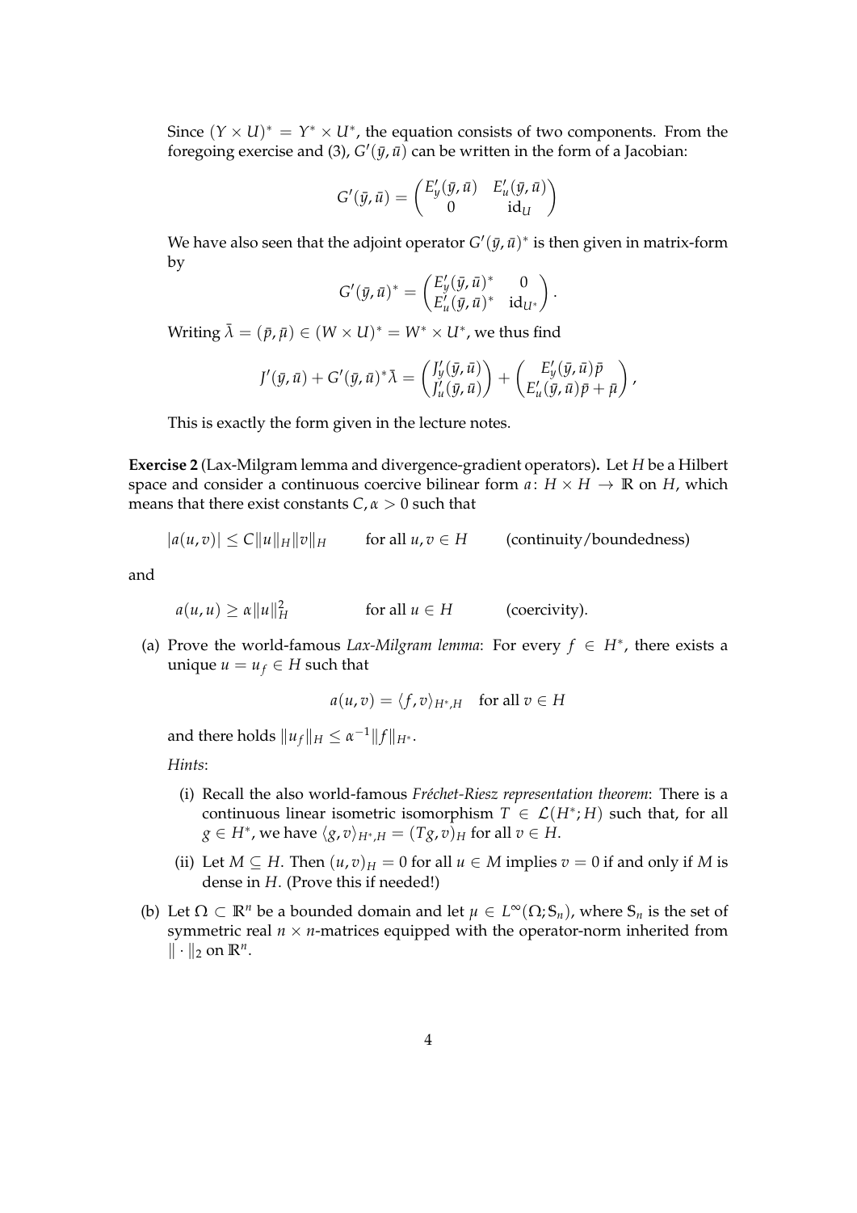Since $(Y \times U)^* = Y^* \times U^*$, the equation consists of two components. From the foregoing exercise and (3), $G'(\bar{y}, \bar{u})$ can be written in the form of a Jacobian:

$$G'(\bar{y}, \bar{u}) = \begin{pmatrix} E'_y(\bar{y}, \bar{u}) & E'_u(\bar{y}, \bar{u}) \\ 0 & \mathrm{id}_U \end{pmatrix}$$

We have also seen that the adjoint operator $G'(\bar{y}, \bar{u})^*$ is then given in matrix-form by

$$G'(\bar{y}, \bar{u})^* = \begin{pmatrix} E'_y(\bar{y}, \bar{u})^* & 0 \\ E'_u(\bar{y}, \bar{u})^* & \mathrm{id}_{U^*} \end{pmatrix}.$$

Writing $\bar{\lambda} = (\bar{p}, \bar{\mu}) \in (W \times U)^* = W^* \times U^*$, we thus find

$$J'(\bar{y}, \bar{u}) + G'(\bar{y}, \bar{u})^* \bar{\lambda} = \begin{pmatrix} J'_y(\bar{y}, \bar{u}) \\ J'_u(\bar{y}, \bar{u}) \end{pmatrix} + \begin{pmatrix} E'_y(\bar{y}, \bar{u})\bar{p} \\ E'_u(\bar{y}, \bar{u})\bar{p} + \bar{\mu} \end{pmatrix},$$

This is exactly the form given in the lecture notes.

**Exercise 2** (Lax-Milgram lemma and divergence-gradient operators)**.** Let $H$ be a Hilbert space and consider a continuous coercive bilinear form $a\colon H \times H \to \mathbb{R}$ on $H$, which means that there exist constants $C, \alpha > 0$ such that

$$|a(u, v)| \leq C\|u\|_H \|v\|_H \qquad \text{for all } u, v \in H \qquad \text{(continuity/boundedness)}$$

and

$$a(u, u) \geq \alpha \|u\|_H^2 \qquad \text{for all } u \in H \qquad \text{(coercivity).}$$

(a) Prove the world-famous *Lax-Milgram lemma*: For every $f \in H^*$, there exists a unique $u = u_f \in H$ such that

$$a(u, v) = \langle f, v \rangle_{H^*,H} \quad \text{for all } v \in H$$

and there holds $\|u_f\|_H \leq \alpha^{-1} \|f\|_{H^*}$.

*Hints*:

(i) Recall the also world-famous *Fréchet-Riesz representation theorem*: There is a continuous linear isometric isomorphism $T \in \mathcal{L}(H^*; H)$ such that, for all $g \in H^*$, we have $\langle g, v \rangle_{H^*,H} = (Tg, v)_H$ for all $v \in H$.

(ii) Let $M \subseteq H$. Then $(u, v)_H = 0$ for all $u \in M$ implies $v = 0$ if and only if $M$ is dense in $H$. (Prove this if needed!)

(b) Let $\Omega \subset \mathbb{R}^n$ be a bounded domain and let $\mu \in L^\infty(\Omega; \mathbb{S}_n)$, where $\mathbb{S}_n$ is the set of symmetric real $n \times n$-matrices equipped with the operator-norm inherited from $\|\cdot\|_2$ on $\mathbb{R}^n$.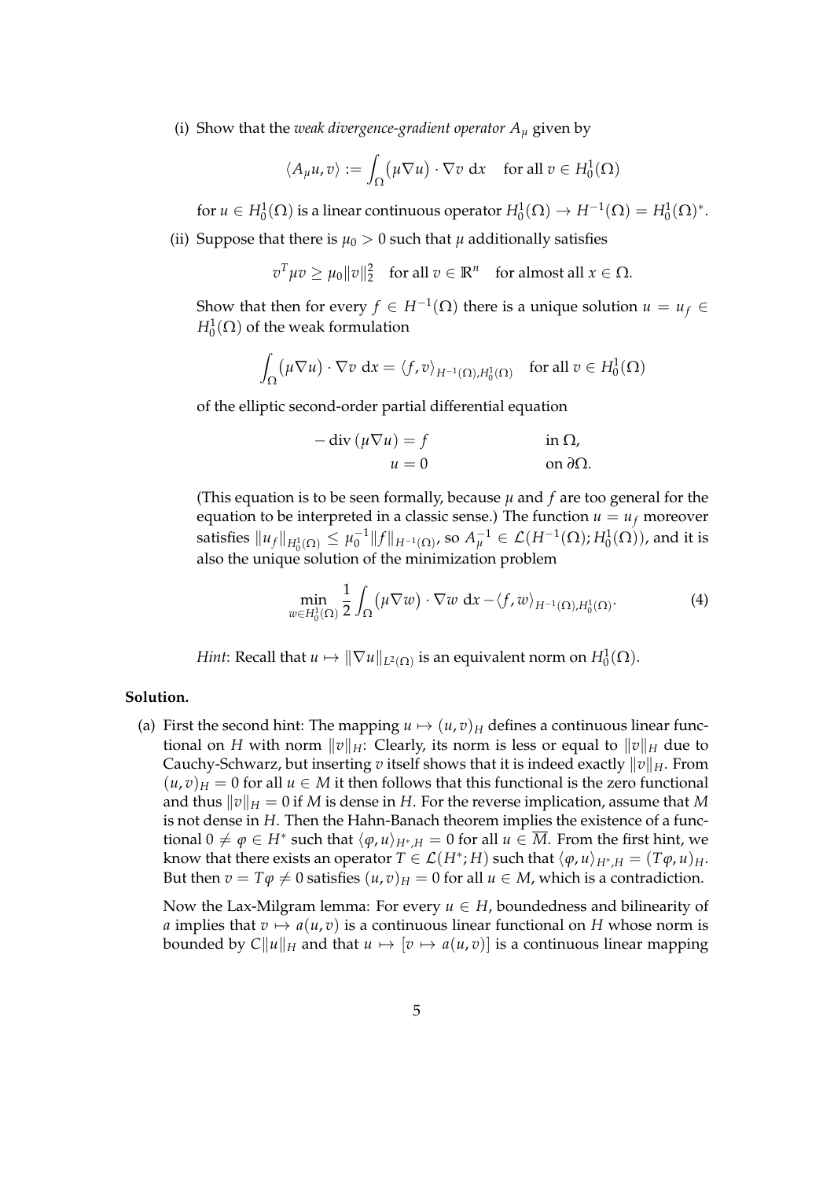(i) Show that the *weak divergence-gradient operator* $A_\mu$ given by

$$\langle A_\mu u, v\rangle := \int_\Omega \big(\mu \nabla u\big) \cdot \nabla v \, \mathrm{d}x \quad \text{for all } v \in H_0^1(\Omega)$$

for $u \in H_0^1(\Omega)$ is a linear continuous operator $H_0^1(\Omega) \to H^{-1}(\Omega) = H_0^1(\Omega)^*$.

(ii) Suppose that there is $\mu_0 > 0$ such that $\mu$ additionally satisfies

$$v^T \mu v \geq \mu_0 \|v\|_2^2 \quad \text{for all } v \in \mathbb{R}^n \quad \text{for almost all } x \in \Omega.$$

Show that then for every $f \in H^{-1}(\Omega)$ there is a unique solution $u = u_f \in H_0^1(\Omega)$ of the weak formulation

$$\int_\Omega \big(\mu \nabla u\big) \cdot \nabla v \, \mathrm{d}x = \langle f, v\rangle_{H^{-1}(\Omega), H_0^1(\Omega)} \quad \text{for all } v \in H_0^1(\Omega)$$

of the elliptic second-order partial differential equation

$$\begin{aligned} -\operatorname{div}\,(\mu \nabla u) &= f && \text{in } \Omega, \\ u &= 0 && \text{on } \partial\Omega. \end{aligned}$$

(This equation is to be seen formally, because $\mu$ and $f$ are too general for the equation to be interpreted in a classic sense.) The function $u = u_f$ moreover satisfies $\|u_f\|_{H_0^1(\Omega)} \leq \mu_0^{-1} \|f\|_{H^{-1}(\Omega)}$, so $A_\mu^{-1} \in \mathcal{L}(H^{-1}(\Omega); H_0^1(\Omega))$, and it is also the unique solution of the minimization problem

$$\min_{w \in H_0^1(\Omega)} \frac{1}{2} \int_\Omega \big(\mu \nabla w\big) \cdot \nabla w \, \mathrm{d}x - \langle f, w\rangle_{H^{-1}(\Omega), H_0^1(\Omega)}. \tag{4}$$

*Hint*: Recall that $u \mapsto \|\nabla u\|_{L^2(\Omega)}$ is an equivalent norm on $H_0^1(\Omega)$.

**Solution.**

(a) First the second hint: The mapping $u \mapsto (u, v)_H$ defines a continuous linear functional on $H$ with norm $\|v\|_H$: Clearly, its norm is less or equal to $\|v\|_H$ due to Cauchy-Schwarz, but inserting $v$ itself shows that it is indeed exactly $\|v\|_H$. From $(u, v)_H = 0$ for all $u \in M$ it then follows that this functional is the zero functional and thus $\|v\|_H = 0$ if $M$ is dense in $H$. For the reverse implication, assume that $M$ is not dense in $H$. Then the Hahn-Banach theorem implies the existence of a functional $0 \neq \varphi \in H^*$ such that $\langle \varphi, u\rangle_{H^*, H} = 0$ for all $u \in \overline{M}$. From the first hint, we know that there exists an operator $T \in \mathcal{L}(H^*; H)$ such that $\langle \varphi, u\rangle_{H^*, H} = (T\varphi, u)_H$. But then $v = T\varphi \neq 0$ satisfies $(u, v)_H = 0$ for all $u \in M$, which is a contradiction.

Now the Lax-Milgram lemma: For every $u \in H$, boundedness and bilinearity of $a$ implies that $v \mapsto a(u, v)$ is a continuous linear functional on $H$ whose norm is bounded by $C\|u\|_H$ and that $u \mapsto [v \mapsto a(u, v)]$ is a continuous linear mapping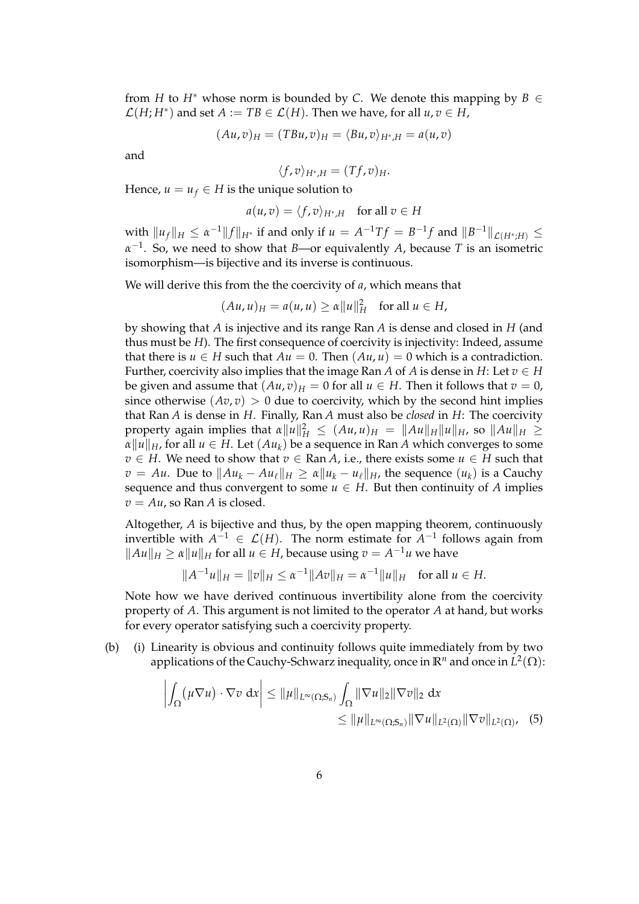from $H$ to $H^*$ whose norm is bounded by $C$. We denote this mapping by $B \in \mathcal{L}(H; H^*)$ and set $A := TB \in \mathcal{L}(H)$. Then we have, for all $u, v \in H$,

$$(Au, v)_H = (TBu, v)_H = \langle Bu, v \rangle_{H^*,H} = a(u, v)$$

and

$$\langle f, v \rangle_{H^*,H} = (Tf, v)_H.$$

Hence, $u = u_f \in H$ is the unique solution to

$$a(u, v) = \langle f, v \rangle_{H^*,H} \quad \text{for all } v \in H$$

with $\|u_f\|_H \leq \alpha^{-1} \|f\|_{H^*}$ if and only if $u = A^{-1}Tf = B^{-1}f$ and $\|B^{-1}\|_{\mathcal{L}(H^*;H)} \leq \alpha^{-1}$. So, we need to show that $B$—or equivalently $A$, because $T$ is an isometric isomorphism—is bijective and its inverse is continuous.

We will derive this from the the coercivity of $a$, which means that

$$(Au, u)_H = a(u, u) \geq \alpha \|u\|_H^2 \quad \text{for all } u \in H,$$

by showing that $A$ is injective and its range $\operatorname{Ran} A$ is dense and closed in $H$ (and thus must be $H$). The first consequence of coercivity is injectivity: Indeed, assume that there is $u \in H$ such that $Au = 0$. Then $(Au, u) = 0$ which is a contradiction. Further, coercivity also implies that the image $\operatorname{Ran} A$ of $A$ is dense in $H$: Let $v \in H$ be given and assume that $(Au, v)_H = 0$ for all $u \in H$. Then it follows that $v = 0$, since otherwise $(Av, v) > 0$ due to coercivity, which by the second hint implies that $\operatorname{Ran} A$ is dense in $H$. Finally, $\operatorname{Ran} A$ must also be *closed* in $H$: The coercivity property again implies that $\alpha \|u\|_H^2 \leq (Au, u)_H = \|Au\|_H \|u\|_H$, so $\|Au\|_H \geq \alpha \|u\|_H$, for all $u \in H$. Let $(Au_k)$ be a sequence in $\operatorname{Ran} A$ which converges to some $v \in H$. We need to show that $v \in \operatorname{Ran} A$, i.e., there exists some $u \in H$ such that $v = Au$. Due to $\|Au_k - Au_\ell\|_H \geq \alpha \|u_k - u_\ell\|_H$, the sequence $(u_k)$ is a Cauchy sequence and thus convergent to some $u \in H$. But then continuity of $A$ implies $v = Au$, so $\operatorname{Ran} A$ is closed.

Altogether, $A$ is bijective and thus, by the open mapping theorem, continuously invertible with $A^{-1} \in \mathcal{L}(H)$. The norm estimate for $A^{-1}$ follows again from $\|Au\|_H \geq \alpha \|u\|_H$ for all $u \in H$, because using $v = A^{-1}u$ we have

$$\|A^{-1}u\|_H = \|v\|_H \leq \alpha^{-1} \|Av\|_H = \alpha^{-1} \|u\|_H \quad \text{for all } u \in H.$$

Note how we have derived continuous invertibility alone from the coercivity property of $A$. This argument is not limited to the operator $A$ at hand, but works for every operator satisfying such a coercivity property.

(b) (i) Linearity is obvious and continuity follows quite immediately from by two applications of the Cauchy-Schwarz inequality, once in $\mathbb{R}^n$ and once in $L^2(\Omega)$:

$$\begin{aligned}\left| \int_\Omega \big(\mu \nabla u\big) \cdot \nabla v \, \mathrm{d}x \right| &\leq \|\mu\|_{L^\infty(\Omega;\mathbb{S}_n)} \int_\Omega \|\nabla u\|_2 \|\nabla v\|_2 \, \mathrm{d}x \\ &\leq \|\mu\|_{L^\infty(\Omega;\mathbb{S}_n)} \|\nabla u\|_{L^2(\Omega)} \|\nabla v\|_{L^2(\Omega)}, \quad (5)\end{aligned}$$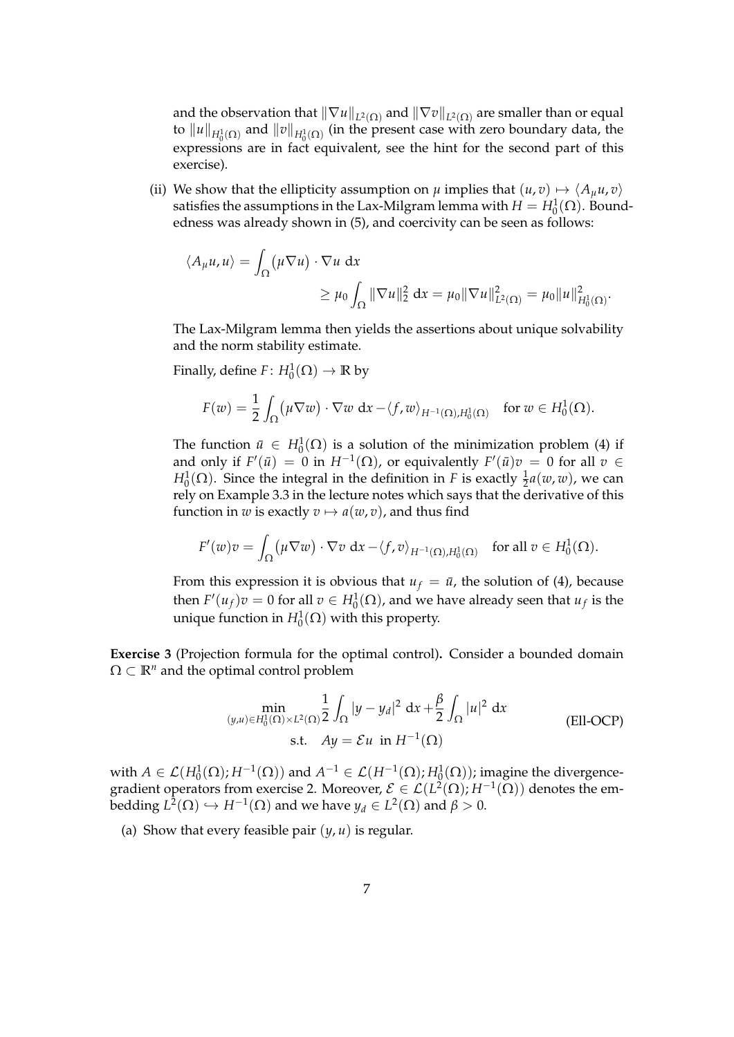and the observation that $\|\nabla u\|_{L^2(\Omega)}$ and $\|\nabla v\|_{L^2(\Omega)}$ are smaller than or equal to $\|u\|_{H_0^1(\Omega)}$ and $\|v\|_{H_0^1(\Omega)}$ (in the present case with zero boundary data, the expressions are in fact equivalent, see the hint for the second part of this exercise).

(ii) We show that the ellipticity assumption on $\mu$ implies that $(u, v) \mapsto \langle A_\mu u, v \rangle$ satisfies the assumptions in the Lax-Milgram lemma with $H = H_0^1(\Omega)$. Boundedness was already shown in (5), and coercivity can be seen as follows:

$$
\langle A_\mu u, u \rangle = \int_\Omega \big(\mu \nabla u\big) \cdot \nabla u \, dx
\geq \mu_0 \int_\Omega \|\nabla u\|_2^2 \, dx = \mu_0 \|\nabla u\|_{L^2(\Omega)}^2 = \mu_0 \|u\|_{H_0^1(\Omega)}^2.
$$

The Lax-Milgram lemma then yields the assertions about unique solvability and the norm stability estimate.

Finally, define $F \colon H_0^1(\Omega) \to \mathbb{R}$ by

$$
F(w) = \frac{1}{2} \int_\Omega \big(\mu \nabla w\big) \cdot \nabla w \, dx - \langle f, w \rangle_{H^{-1}(\Omega), H_0^1(\Omega)} \quad \text{for } w \in H_0^1(\Omega).
$$

The function $\bar{u} \in H_0^1(\Omega)$ is a solution of the minimization problem (4) if and only if $F'(\bar{u}) = 0$ in $H^{-1}(\Omega)$, or equivalently $F'(\bar{u})v = 0$ for all $v \in H_0^1(\Omega)$. Since the integral in the definition in $F$ is exactly $\frac{1}{2}a(w, w)$, we can rely on Example 3.3 in the lecture notes which says that the derivative of this function in $w$ is exactly $v \mapsto a(w, v)$, and thus find

$$
F'(w)v = \int_\Omega \big(\mu \nabla w\big) \cdot \nabla v \, dx - \langle f, v \rangle_{H^{-1}(\Omega), H_0^1(\Omega)} \quad \text{for all } v \in H_0^1(\Omega).
$$

From this expression it is obvious that $u_f = \bar{u}$, the solution of (4), because then $F'(u_f)v = 0$ for all $v \in H_0^1(\Omega)$, and we have already seen that $u_f$ is the unique function in $H_0^1(\Omega)$ with this property.

**Exercise 3** (Projection formula for the optimal control)**.** Consider a bounded domain $\Omega \subset \mathbb{R}^n$ and the optimal control problem

$$
\begin{aligned}
\min_{(y,u) \in H_0^1(\Omega) \times L^2(\Omega)} \; & \frac{1}{2} \int_\Omega |y - y_d|^2 \, dx + \frac{\beta}{2} \int_\Omega |u|^2 \, dx \\
\text{s.t.} \quad & Ay = \mathcal{E}u \;\text{ in } H^{-1}(\Omega)
\end{aligned}
\tag{Ell-OCP}
$$

with $A \in \mathcal{L}(H_0^1(\Omega); H^{-1}(\Omega))$ and $A^{-1} \in \mathcal{L}(H^{-1}(\Omega); H_0^1(\Omega))$; imagine the divergence-gradient operators from exercise 2. Moreover, $\mathcal{E} \in \mathcal{L}(L^2(\Omega); H^{-1}(\Omega))$ denotes the embedding $L^2(\Omega) \hookrightarrow H^{-1}(\Omega)$ and we have $y_d \in L^2(\Omega)$ and $\beta > 0$.

(a) Show that every feasible pair $(y, u)$ is regular.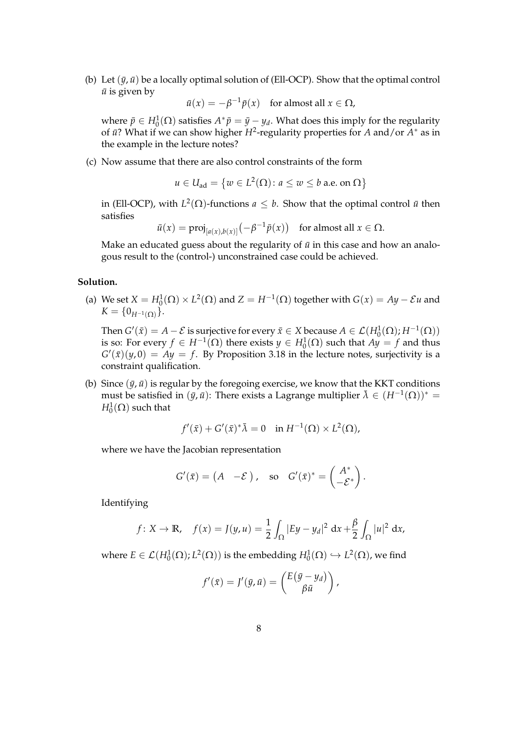(b) Let $(\bar{y}, \bar{u})$ be a locally optimal solution of (Ell-OCP). Show that the optimal control $\bar{u}$ is given by

$$\bar{u}(x) = -\beta^{-1}\bar{p}(x) \quad \text{for almost all } x \in \Omega,$$

where $\bar{p} \in H_0^1(\Omega)$ satisfies $A^*\bar{p} = \bar{y} - y_d$. What does this imply for the regularity of $\bar{u}$? What if we can show higher $H^2$-regularity properties for $A$ and/or $A^*$ as in the example in the lecture notes?

(c) Now assume that there are also control constraints of the form

$$u \in U_{\text{ad}} = \{w \in L^2(\Omega) : a \leq w \leq b \text{ a.e. on } \Omega\}$$

in (Ell-OCP), with $L^2(\Omega)$-functions $a \leq b$. Show that the optimal control $\bar{u}$ then satisfies

$$\bar{u}(x) = \text{proj}_{[a(x),b(x)]}\big(-\beta^{-1}\bar{p}(x)\big) \quad \text{for almost all } x \in \Omega.$$

Make an educated guess about the regularity of $\bar{u}$ in this case and how an analogous result to the (control-) unconstrained case could be achieved.

**Solution.**

(a) We set $X = H_0^1(\Omega) \times L^2(\Omega)$ and $Z = H^{-1}(\Omega)$ together with $G(x) = Ay - \mathcal{E}u$ and $K = \{0_{H^{-1}(\Omega)}\}$.

Then $G'(\bar{x}) = A - \mathcal{E}$ is surjective for every $\bar{x} \in X$ because $A \in \mathcal{L}(H_0^1(\Omega); H^{-1}(\Omega))$ is so: For every $f \in H^{-1}(\Omega)$ there exists $y \in H_0^1(\Omega)$ such that $Ay = f$ and thus $G'(\bar{x})(y, 0) = Ay = f$. By Proposition 3.18 in the lecture notes, surjectivity is a constraint qualification.

(b) Since $(\bar{y}, \bar{u})$ is regular by the foregoing exercise, we know that the KKT conditions must be satisfied in $(\bar{y}, \bar{u})$: There exists a Lagrange multiplier $\bar{\lambda} \in (H^{-1}(\Omega))^* = H_0^1(\Omega)$ such that

$$f'(\bar{x}) + G'(\bar{x})^*\bar{\lambda} = 0 \quad \text{in } H^{-1}(\Omega) \times L^2(\Omega),$$

where we have the Jacobian representation

$$G'(\bar{x}) = \begin{pmatrix} A & -\mathcal{E} \end{pmatrix}, \quad \text{so} \quad G'(\bar{x})^* = \begin{pmatrix} A^* \\ -\mathcal{E}^* \end{pmatrix}.$$

Identifying

$$f : X \to \mathbb{R}, \quad f(x) = J(y, u) = \frac{1}{2}\int_\Omega |Ey - y_d|^2 \, dx + \frac{\beta}{2}\int_\Omega |u|^2 \, dx,$$

where $E \in \mathcal{L}(H_0^1(\Omega); L^2(\Omega))$ is the embedding $H_0^1(\Omega) \hookrightarrow L^2(\Omega)$, we find

$$f'(\bar{x}) = J'(\bar{y}, \bar{u}) = \begin{pmatrix} E(\bar{y} - y_d) \\ \beta\bar{u} \end{pmatrix},$$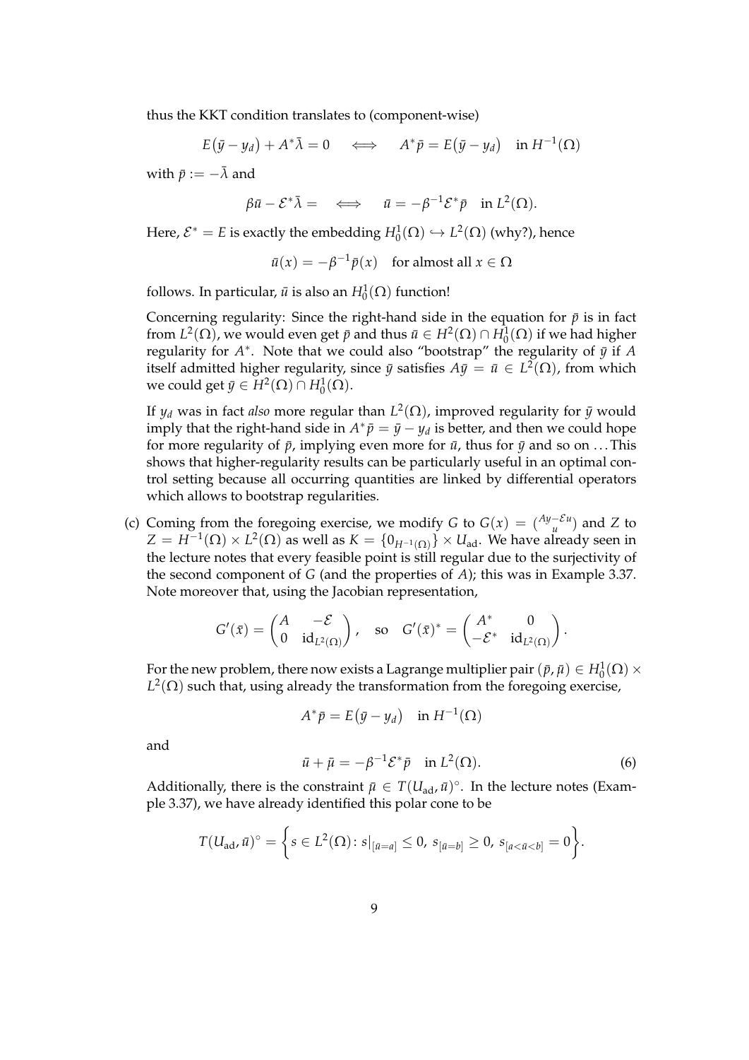thus the KKT condition translates to (component-wise)

$$E\big(\bar{y} - y_d\big) + A^*\bar{\lambda} = 0 \quad \iff \quad A^*\bar{p} = E\big(\bar{y} - y_d\big) \quad \text{in } H^{-1}(\Omega)$$

with $\bar{p} := -\bar{\lambda}$ and

$$\beta\bar{u} - \mathcal{E}^*\bar{\lambda} = \quad \iff \quad \bar{u} = -\beta^{-1}\mathcal{E}^*\bar{p} \quad \text{in } L^2(\Omega).$$

Here, $\mathcal{E}^* = E$ is exactly the embedding $H_0^1(\Omega) \hookrightarrow L^2(\Omega)$ (why?), hence

$$\bar{u}(x) = -\beta^{-1}\bar{p}(x) \quad \text{for almost all } x \in \Omega$$

follows. In particular, $\bar{u}$ is also an $H_0^1(\Omega)$ function!

Concerning regularity: Since the right-hand side in the equation for $\bar{p}$ is in fact from $L^2(\Omega)$, we would even get $\bar{p}$ and thus $\bar{u} \in H^2(\Omega) \cap H_0^1(\Omega)$ if we had higher regularity for $A^*$. Note that we could also "bootstrap" the regularity of $\bar{y}$ if $A$ itself admitted higher regularity, since $\bar{y}$ satisfies $A\bar{y} = \bar{u} \in L^2(\Omega)$, from which we could get $\bar{y} \in H^2(\Omega) \cap H_0^1(\Omega)$.

If $y_d$ was in fact *also* more regular than $L^2(\Omega)$, improved regularity for $\bar{y}$ would imply that the right-hand side in $A^*\bar{p} = \bar{y} - y_d$ is better, and then we could hope for more regularity of $\bar{p}$, implying even more for $\bar{u}$, thus for $\bar{y}$ and so on ... This shows that higher-regularity results can be particularly useful in an optimal control setting because all occurring quantities are linked by differential operators which allows to bootstrap regularities.

(c) Coming from the foregoing exercise, we modify $G$ to $G(x) = \binom{Ay - \mathcal{E}u}{u}$ and $Z$ to $Z = H^{-1}(\Omega) \times L^2(\Omega)$ as well as $K = \{0_{H^{-1}(\Omega)}\} \times U_{\text{ad}}$. We have already seen in the lecture notes that every feasible point is still regular due to the surjectivity of the second component of $G$ (and the properties of $A$); this was in Example 3.37. Note moreover that, using the Jacobian representation,

$$G'(\bar{x}) = \begin{pmatrix} A & -\mathcal{E} \\ 0 & \text{id}_{L^2(\Omega)} \end{pmatrix}, \quad \text{so} \quad G'(\bar{x})^* = \begin{pmatrix} A^* & 0 \\ -\mathcal{E}^* & \text{id}_{L^2(\Omega)} \end{pmatrix}.$$

For the new problem, there now exists a Lagrange multiplier pair $(\bar{p}, \bar{\mu}) \in H_0^1(\Omega) \times L^2(\Omega)$ such that, using already the transformation from the foregoing exercise,

$$A^*\bar{p} = E\big(\bar{y} - y_d\big) \quad \text{in } H^{-1}(\Omega)$$

and

$$\bar{u} + \bar{\mu} = -\beta^{-1}\mathcal{E}^*\bar{p} \quad \text{in } L^2(\Omega). \tag{6}$$

Additionally, there is the constraint $\bar{\mu} \in T(U_{\text{ad}}, \bar{u})^\circ$. In the lecture notes (Example 3.37), we have already identified this polar cone to be

$$T(U_{\text{ad}}, \bar{u})^\circ = \Big\{ s \in L^2(\Omega) \colon s\big|_{[\bar{u}=a]} \leq 0,\ s_{[\bar{u}=b]} \geq 0,\ s_{[a<\bar{u}<b]} = 0 \Big\}.$$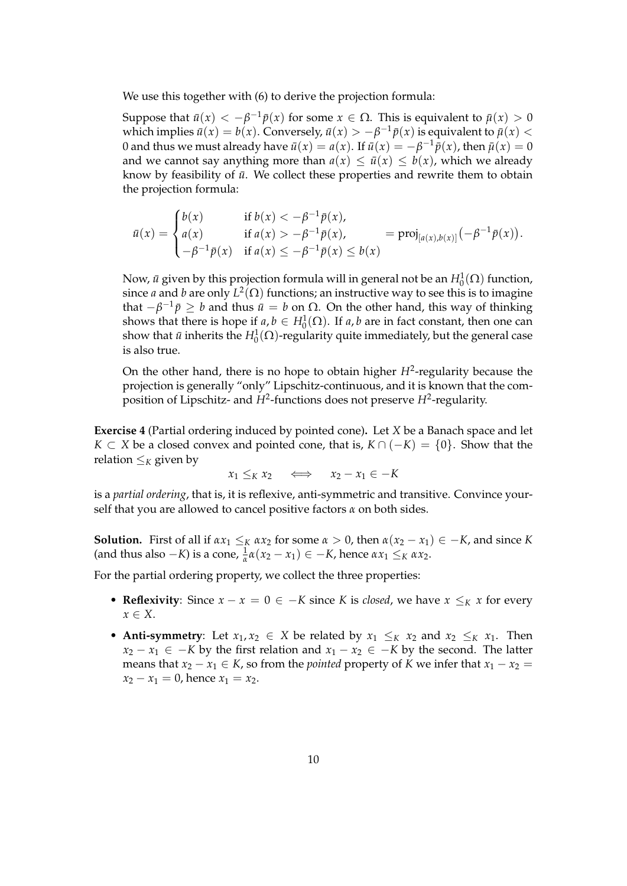We use this together with (6) to derive the projection formula:

Suppose that $\bar{u}(x) < -\beta^{-1}\bar{p}(x)$ for some $x \in \Omega$. This is equivalent to $\bar{\mu}(x) > 0$ which implies $\bar{u}(x) = b(x)$. Conversely, $\bar{u}(x) > -\beta^{-1}\bar{p}(x)$ is equivalent to $\bar{\mu}(x) < 0$ and thus we must already have $\bar{u}(x) = a(x)$. If $\bar{u}(x) = -\beta^{-1}\bar{p}(x)$, then $\bar{\mu}(x) = 0$ and we cannot say anything more than $a(x) \leq \bar{u}(x) \leq b(x)$, which we already know by feasibility of $\bar{u}$. We collect these properties and rewrite them to obtain the projection formula:

$$\bar{u}(x) = \begin{cases} b(x) & \text{if } b(x) < -\beta^{-1}\bar{p}(x), \\ a(x) & \text{if } a(x) > -\beta^{-1}\bar{p}(x), \\ -\beta^{-1}\bar{p}(x) & \text{if } a(x) \leq -\beta^{-1}\bar{p}(x) \leq b(x) \end{cases} = \operatorname{proj}_{[a(x),b(x)]}\big(-\beta^{-1}\bar{p}(x)\big).$$

Now, $\bar{u}$ given by this projection formula will in general not be an $H_0^1(\Omega)$ function, since $a$ and $b$ are only $L^2(\Omega)$ functions; an instructive way to see this is to imagine that $-\beta^{-1}\bar{p} \geq b$ and thus $\bar{u} = b$ on $\Omega$. On the other hand, this way of thinking shows that there is hope if $a, b \in H_0^1(\Omega)$. If $a, b$ are in fact constant, then one can show that $\bar{u}$ inherits the $H_0^1(\Omega)$-regularity quite immediately, but the general case is also true.

On the other hand, there is no hope to obtain higher $H^2$-regularity because the projection is generally "only" Lipschitz-continuous, and it is known that the composition of Lipschitz- and $H^2$-functions does not preserve $H^2$-regularity.

**Exercise 4** (Partial ordering induced by pointed cone)**.** Let $X$ be a Banach space and let $K \subset X$ be a closed convex and pointed cone, that is, $K \cap (-K) = \{0\}$. Show that the relation $\leq_K$ given by

$$x_1 \leq_K x_2 \quad \Longleftrightarrow \quad x_2 - x_1 \in -K$$

is a *partial ordering*, that is, it is reflexive, anti-symmetric and transitive. Convince yourself that you are allowed to cancel positive factors $\alpha$ on both sides.

**Solution.** First of all if $\alpha x_1 \leq_K \alpha x_2$ for some $\alpha > 0$, then $\alpha(x_2 - x_1) \in -K$, and since $K$ (and thus also $-K$) is a cone, $\frac{1}{\alpha}\alpha(x_2 - x_1) \in -K$, hence $\alpha x_1 \leq_K \alpha x_2$.

For the partial ordering property, we collect the three properties:

- **Reflexivity**: Since $x - x = 0 \in -K$ since $K$ is *closed*, we have $x \leq_K x$ for every $x \in X$.
- **Anti-symmetry**: Let $x_1, x_2 \in X$ be related by $x_1 \leq_K x_2$ and $x_2 \leq_K x_1$. Then $x_2 - x_1 \in -K$ by the first relation and $x_1 - x_2 \in -K$ by the second. The latter means that $x_2 - x_1 \in K$, so from the *pointed* property of $K$ we infer that $x_1 - x_2 = x_2 - x_1 = 0$, hence $x_1 = x_2$.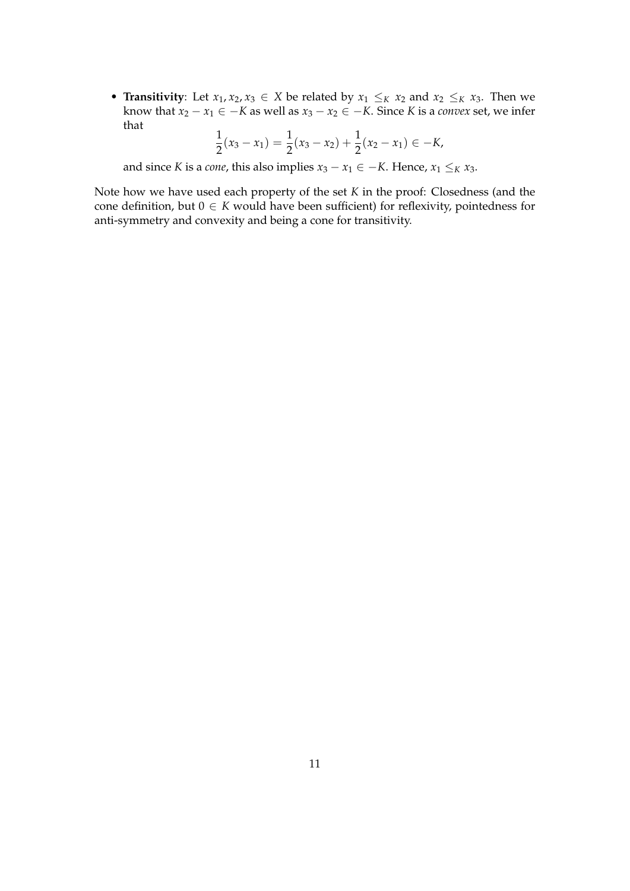- **Transitivity**: Let $x_1, x_2, x_3 \in X$ be related by $x_1 \leq_K x_2$ and $x_2 \leq_K x_3$. Then we know that $x_2 - x_1 \in -K$ as well as $x_3 - x_2 \in -K$. Since $K$ is a *convex* set, we infer that

$$\frac{1}{2}(x_3 - x_1) = \frac{1}{2}(x_3 - x_2) + \frac{1}{2}(x_2 - x_1) \in -K,$$

and since $K$ is a *cone*, this also implies $x_3 - x_1 \in -K$. Hence, $x_1 \leq_K x_3$.

Note how we have used each property of the set $K$ in the proof: Closedness (and the cone definition, but $0 \in K$ would have been sufficient) for reflexivity, pointedness for anti-symmetry and convexity and being a cone for transitivity.